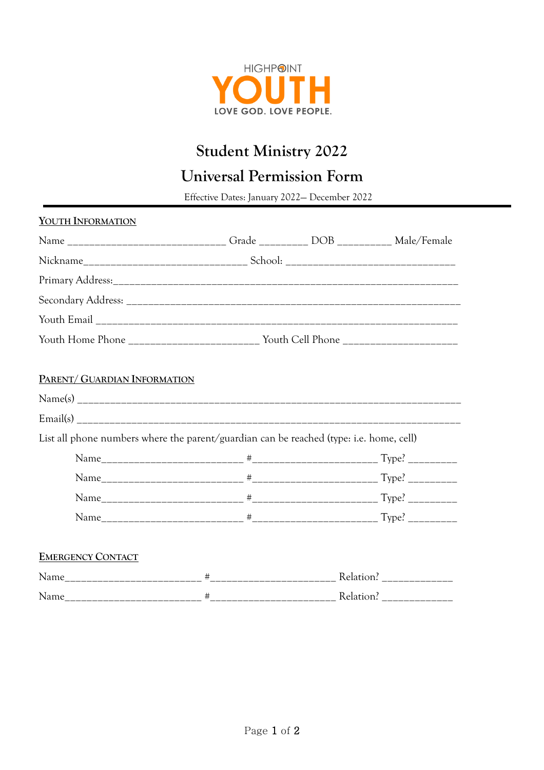HIGHPOINT

# YOUTH

LOVE GOD. LOVE PEOPLE.

## Student Ministry 2022

## Universal Permission Form

Effective Dates: January 2022— December 2022

---

**YOUTH INFORMATION**

Name _____________________________ Grade _________ DOB __________ Male/Female

Nickname______________________________ School: _______________________________

Primary Address:_________________________________________________________________

Secondary Address: ______________________________________________________________

Youth Email ____________________________________________________________________

Youth Home Phone ________________________ Youth Cell Phone _____________________

**PARENT/ GUARDIAN INFORMATION**

Name(s) ________________________________________________________________________

Email(s) ________________________________________________________________________

List all phone numbers where the parent/guardian can be reached (type: i.e. home, cell)

Name_________________________ #______________________ Type? _________

Name_________________________ #______________________ Type? _________

Name_________________________ #______________________ Type? _________

Name_________________________ #______________________ Type? _________

**EMERGENCY CONTACT**

Name_________________________ #______________________ Relation? _____________

Name_________________________ #______________________ Relation? _____________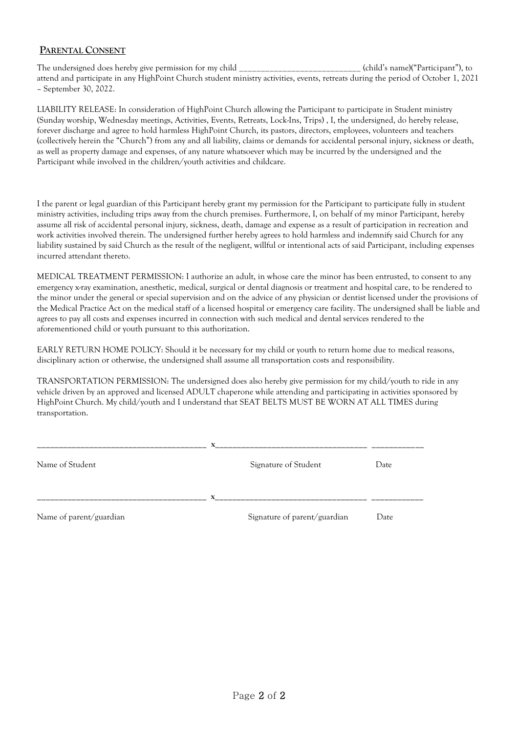## **PARENTAL CONSENT**

The undersigned does hereby give permission for my child ____________________________ (child's name)("Participant"), to attend and participate in any HighPoint Church student ministry activities, events, retreats during the period of October 1, 2021 – September 30, 2022.

LIABILITY RELEASE: In consideration of HighPoint Church allowing the Participant to participate in Student ministry (Sunday worship, Wednesday meetings, Activities, Events, Retreats, Lock-Ins, Trips) , I, the undersigned, do hereby release, forever discharge and agree to hold harmless HighPoint Church, its pastors, directors, employees, volunteers and teachers (collectively herein the "Church") from any and all liability, claims or demands for accidental personal injury, sickness or death, as well as property damage and expenses, of any nature whatsoever which may be incurred by the undersigned and the Participant while involved in the children/youth activities and childcare.

I the parent or legal guardian of this Participant hereby grant my permission for the Participant to participate fully in student ministry activities, including trips away from the church premises. Furthermore, I, on behalf of my minor Participant, hereby assume all risk of accidental personal injury, sickness, death, damage and expense as a result of participation in recreation and work activities involved therein. The undersigned further hereby agrees to hold harmless and indemnify said Church for any liability sustained by said Church as the result of the negligent, willful or intentional acts of said Participant, including expenses incurred attendant thereto.

MEDICAL TREATMENT PERMISSION: I authorize an adult, in whose care the minor has been entrusted, to consent to any emergency x-ray examination, anesthetic, medical, surgical or dental diagnosis or treatment and hospital care, to be rendered to the minor under the general or special supervision and on the advice of any physician or dentist licensed under the provisions of the Medical Practice Act on the medical staff of a licensed hospital or emergency care facility. The undersigned shall be liable and agrees to pay all costs and expenses incurred in connection with such medical and dental services rendered to the aforementioned child or youth pursuant to this authorization.

EARLY RETURN HOME POLICY: Should it be necessary for my child or youth to return home due to medical reasons, disciplinary action or otherwise, the undersigned shall assume all transportation costs and responsibility.

TRANSPORTATION PERMISSION: The undersigned does also hereby give permission for my child/youth to ride in any vehicle driven by an approved and licensed ADULT chaperone while attending and participating in activities sponsored by HighPoint Church. My child/youth and I understand that SEAT BELTS MUST BE WORN AT ALL TIMES during transportation.

_______________________________________ x___________________________________ ____________

Name of Student Signature of Student Date

_______________________________________ x___________________________________ ____________

Name of parent/guardian Signature of parent/guardian Date